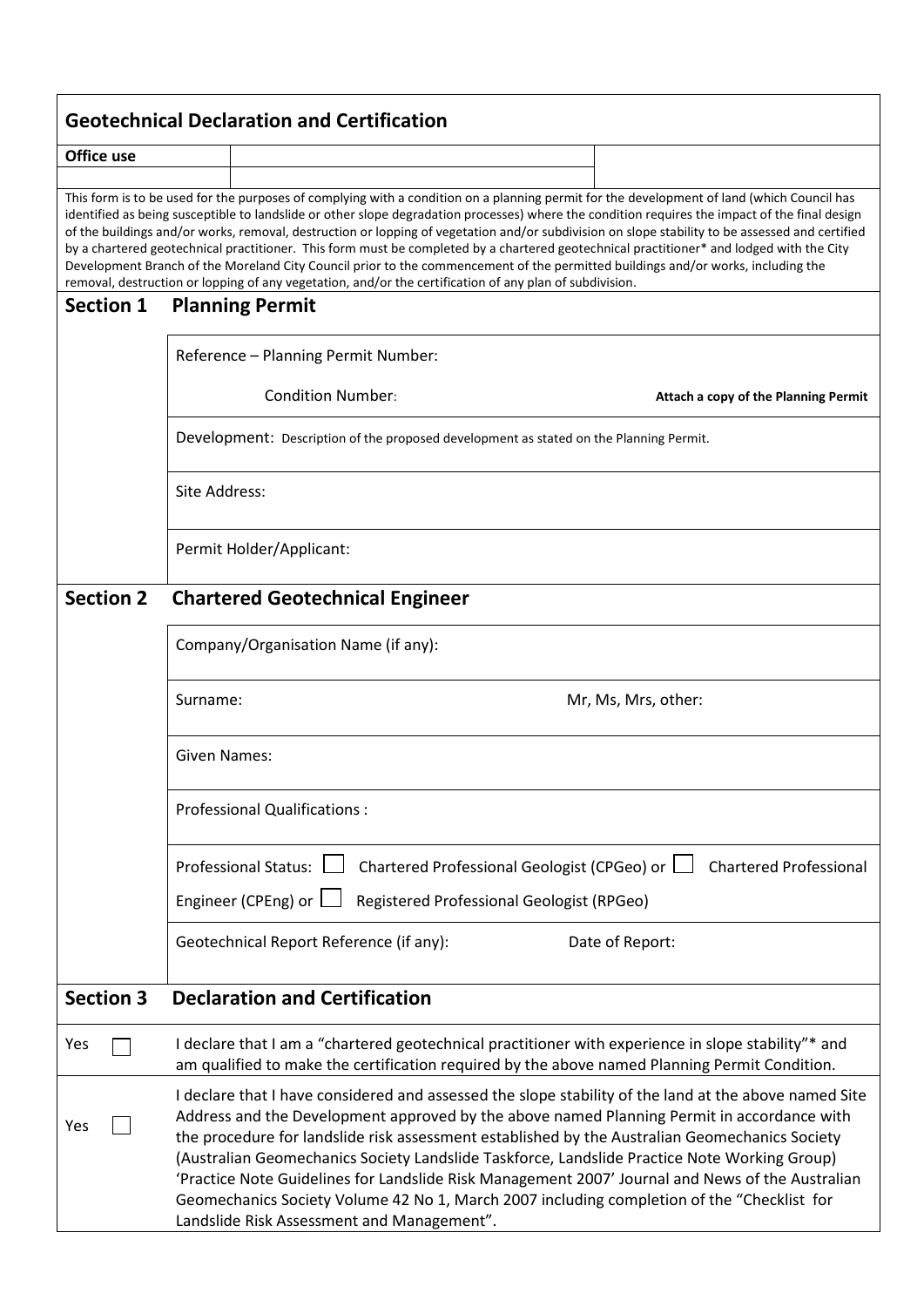# Geotechnical Declaration and Certification

| Office use | | |
|---|---|---|
| | | |

This form is to be used for the purposes of complying with a condition on a planning permit for the development of land (which Council has identified as being susceptible to landslide or other slope degradation processes) where the condition requires the impact of the final design of the buildings and/or works, removal, destruction or lopping of vegetation and/or subdivision on slope stability to be assessed and certified by a chartered geotechnical practitioner. This form must be completed by a chartered geotechnical practitioner* and lodged with the City Development Branch of the Moreland City Council prior to the commencement of the permitted buildings and/or works, including the removal, destruction or lopping of any vegetation, and/or the certification of any plan of subdivision.

## Section 1 Planning Permit

Reference – Planning Permit Number:

Condition Number: **Attach a copy of the Planning Permit**

Development: Description of the proposed development as stated on the Planning Permit.

Site Address:

Permit Holder/Applicant:

## Section 2 Chartered Geotechnical Engineer

Company/Organisation Name (if any):

Surname: Mr, Ms, Mrs, other:

Given Names:

Professional Qualifications :

Professional Status: ☐ Chartered Professional Geologist (CPGeo) or ☐ Chartered Professional Engineer (CPEng) or ☐ Registered Professional Geologist (RPGeo)

Geotechnical Report Reference (if any): Date of Report:

## Section 3 Declaration and Certification

| | |
|---|---|
| Yes ☐ | I declare that I am a "chartered geotechnical practitioner with experience in slope stability"* and am qualified to make the certification required by the above named Planning Permit Condition. |
| Yes ☐ | I declare that I have considered and assessed the slope stability of the land at the above named Site Address and the Development approved by the above named Planning Permit in accordance with the procedure for landslide risk assessment established by the Australian Geomechanics Society (Australian Geomechanics Society Landslide Taskforce, Landslide Practice Note Working Group) 'Practice Note Guidelines for Landslide Risk Management 2007' Journal and News of the Australian Geomechanics Society Volume 42 No 1, March 2007 including completion of the "Checklist for Landslide Risk Assessment and Management". |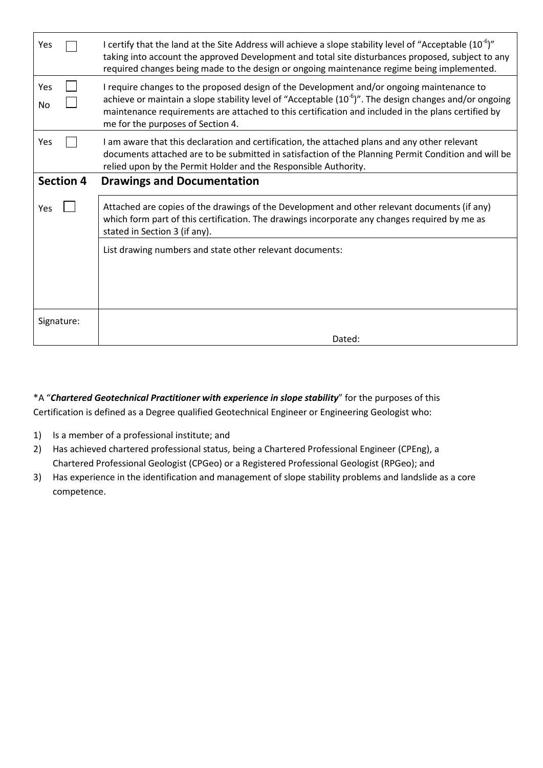| | |
|---|---|
| Yes ☐ | I certify that the land at the Site Address will achieve a slope stability level of "Acceptable ($10^{-6}$)" taking into account the approved Development and total site disturbances proposed, subject to any required changes being made to the design or ongoing maintenance regime being implemented. |
| Yes ☐<br>No ☐ | I require changes to the proposed design of the Development and/or ongoing maintenance to achieve or maintain a slope stability level of "Acceptable ($10^{-6}$)". The design changes and/or ongoing maintenance requirements are attached to this certification and included in the plans certified by me for the purposes of Section 4. |
| Yes ☐ | I am aware that this declaration and certification, the attached plans and any other relevant documents attached are to be submitted in satisfaction of the Planning Permit Condition and will be relied upon by the Permit Holder and the Responsible Authority. |
| **Section 4** | **Drawings and Documentation** |
| Yes ☐ | Attached are copies of the drawings of the Development and other relevant documents (if any) which form part of this certification. The drawings incorporate any changes required by me as stated in Section 3 (if any). |
| | List drawing numbers and state other relevant documents: |
| Signature: | Dated: |

*A "***Chartered Geotechnical Practitioner with experience in slope stability***" for the purposes of this Certification is defined as a Degree qualified Geotechnical Engineer or Engineering Geologist who:

1) Is a member of a professional institute; and
2) Has achieved chartered professional status, being a Chartered Professional Engineer (CPEng), a Chartered Professional Geologist (CPGeo) or a Registered Professional Geologist (RPGeo); and
3) Has experience in the identification and management of slope stability problems and landslide as a core competence.